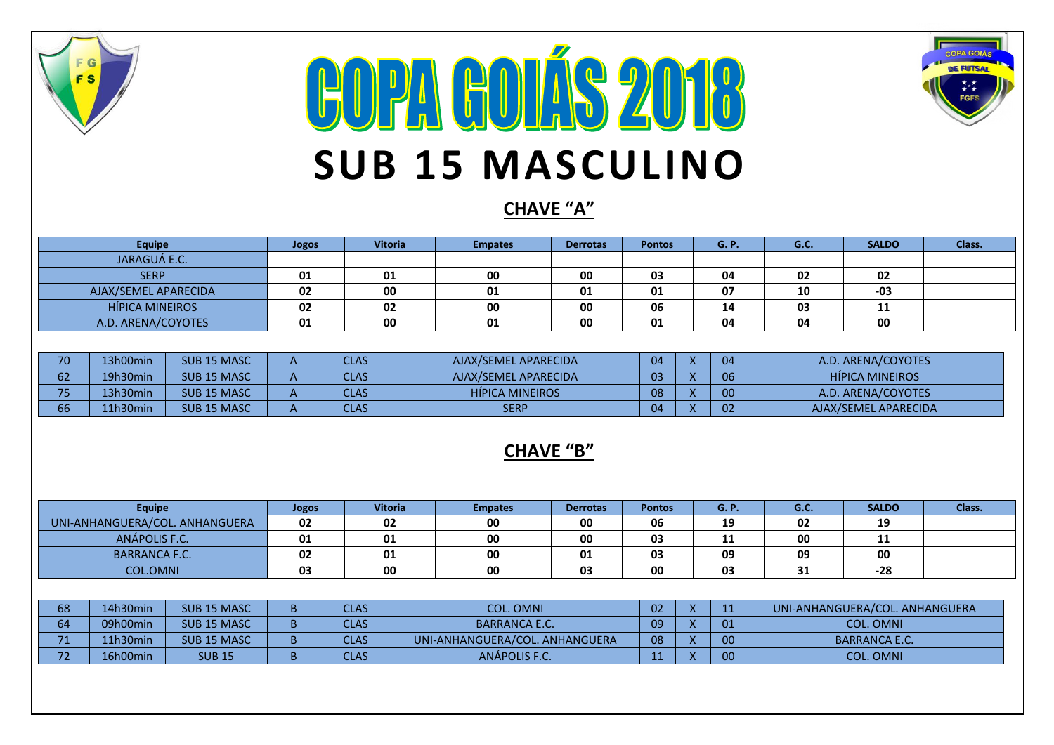# COPA GOIÁS 2018

# SUB 15 MASCULINO

## CHAVE “A”

| Equipe | Jogos | Vitoria | Empates | Derrotas | Pontos | G. P. | G.C. | SALDO | Class. |
|---|---|---|---|---|---|---|---|---|---|
| JARAGUÁ E.C. | | | | | | | | | |
| SERP | 01 | 01 | 00 | 00 | 03 | 04 | 02 | 02 | |
| AJAX/SEMEL APARECIDA | 02 | 00 | 01 | 01 | 01 | 07 | 10 | -03 | |
| HÍPICA MINEIROS | 02 | 02 | 00 | 00 | 06 | 14 | 03 | 11 | |
| A.D. ARENA/COYOTES | 01 | 00 | 01 | 00 | 01 | 04 | 04 | 00 | |

| | | | | | | | | | |
|---|---|---|---|---|---|---|---|---|---|
| 70 | 13h00min | SUB 15 MASC | A | CLAS | AJAX/SEMEL APARECIDA | 04 | X | 04 | A.D. ARENA/COYOTES |
| 62 | 19h30min | SUB 15 MASC | A | CLAS | AJAX/SEMEL APARECIDA | 03 | X | 06 | HÍPICA MINEIROS |
| 75 | 13h30min | SUB 15 MASC | A | CLAS | HÍPICA MINEIROS | 08 | X | 00 | A.D. ARENA/COYOTES |
| 66 | 11h30min | SUB 15 MASC | A | CLAS | SERP | 04 | X | 02 | AJAX/SEMEL APARECIDA |

## CHAVE “B”

| Equipe | Jogos | Vitoria | Empates | Derrotas | Pontos | G. P. | G.C. | SALDO | Class. |
|---|---|---|---|---|---|---|---|---|---|
| UNI-ANHANGUERA/COL. ANHANGUERA | 02 | 02 | 00 | 00 | 06 | 19 | 02 | 19 | |
| ANÁPOLIS F.C. | 01 | 01 | 00 | 00 | 03 | 11 | 00 | 11 | |
| BARRANCA F.C. | 02 | 01 | 00 | 01 | 03 | 09 | 09 | 00 | |
| COL.OMNI | 03 | 00 | 00 | 03 | 00 | 03 | 31 | -28 | |

| | | | | | | | | | |
|---|---|---|---|---|---|---|---|---|---|
| 68 | 14h30min | SUB 15 MASC | B | CLAS | COL. OMNI | 02 | X | 11 | UNI-ANHANGUERA/COL. ANHANGUERA |
| 64 | 09h00min | SUB 15 MASC | B | CLAS | BARRANCA E.C. | 09 | X | 01 | COL. OMNI |
| 71 | 11h30min | SUB 15 MASC | B | CLAS | UNI-ANHANGUERA/COL. ANHANGUERA | 08 | X | 00 | BARRANCA E.C. |
| 72 | 16h00min | SUB 15 | B | CLAS | ANÁPOLIS F.C. | 11 | X | 00 | COL. OMNI |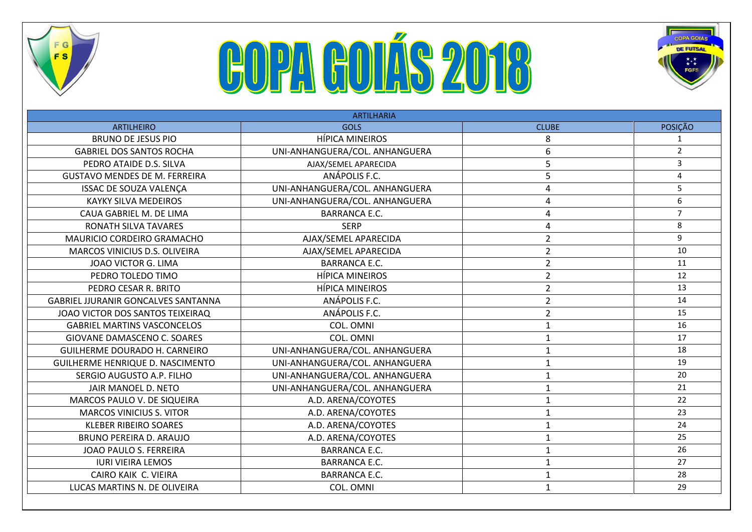# COPA GOIÁS 2018

| ARTILHARIA | | | |
|---|---|---|---|
| ARTILHEIRO | GOLS | CLUBE | POSIÇÃO |
| BRUNO DE JESUS PIO | HÍPICA MINEIROS | 8 | 1 |
| GABRIEL DOS SANTOS ROCHA | UNI-ANHANGUERA/COL. ANHANGUERA | 6 | 2 |
| PEDRO ATAIDE D.S. SILVA | AJAX/SEMEL APARECIDA | 5 | 3 |
| GUSTAVO MENDES DE M. FERREIRA | ANÁPOLIS F.C. | 5 | 4 |
| ISSAC DE SOUZA VALENÇA | UNI-ANHANGUERA/COL. ANHANGUERA | 4 | 5 |
| KAYKY SILVA MEDEIROS | UNI-ANHANGUERA/COL. ANHANGUERA | 4 | 6 |
| CAUA GABRIEL M. DE LIMA | BARRANCA E.C. | 4 | 7 |
| RONATH SILVA TAVARES | SERP | 4 | 8 |
| MAURICIO CORDEIRO GRAMACHO | AJAX/SEMEL APARECIDA | 2 | 9 |
| MARCOS VINICIUS D.S. OLIVEIRA | AJAX/SEMEL APARECIDA | 2 | 10 |
| JOAO VICTOR G. LIMA | BARRANCA E.C. | 2 | 11 |
| PEDRO TOLEDO TIMO | HÍPICA MINEIROS | 2 | 12 |
| PEDRO CESAR R. BRITO | HÍPICA MINEIROS | 2 | 13 |
| GABRIEL JJURANIR GONCALVES SANTANNA | ANÁPOLIS F.C. | 2 | 14 |
| JOAO VICTOR DOS SANTOS TEIXEIRAQ | ANÁPOLIS F.C. | 2 | 15 |
| GABRIEL MARTINS VASCONCELOS | COL. OMNI | 1 | 16 |
| GIOVANE DAMASCENO C. SOARES | COL. OMNI | 1 | 17 |
| GUILHERME DOURADO H. CARNEIRO | UNI-ANHANGUERA/COL. ANHANGUERA | 1 | 18 |
| GUILHERME HENRIQUE D. NASCIMENTO | UNI-ANHANGUERA/COL. ANHANGUERA | 1 | 19 |
| SERGIO AUGUSTO A.P. FILHO | UNI-ANHANGUERA/COL. ANHANGUERA | 1 | 20 |
| JAIR MANOEL D. NETO | UNI-ANHANGUERA/COL. ANHANGUERA | 1 | 21 |
| MARCOS PAULO V. DE SIQUEIRA | A.D. ARENA/COYOTES | 1 | 22 |
| MARCOS VINICIUS S. VITOR | A.D. ARENA/COYOTES | 1 | 23 |
| KLEBER RIBEIRO SOARES | A.D. ARENA/COYOTES | 1 | 24 |
| BRUNO PEREIRA D. ARAUJO | A.D. ARENA/COYOTES | 1 | 25 |
| JOAO PAULO S. FERREIRA | BARRANCA E.C. | 1 | 26 |
| IURI VIEIRA LEMOS | BARRANCA E.C. | 1 | 27 |
| CAIRO KAIK C. VIEIRA | BARRANCA E.C. | 1 | 28 |
| LUCAS MARTINS N. DE OLIVEIRA | COL. OMNI | 1 | 29 |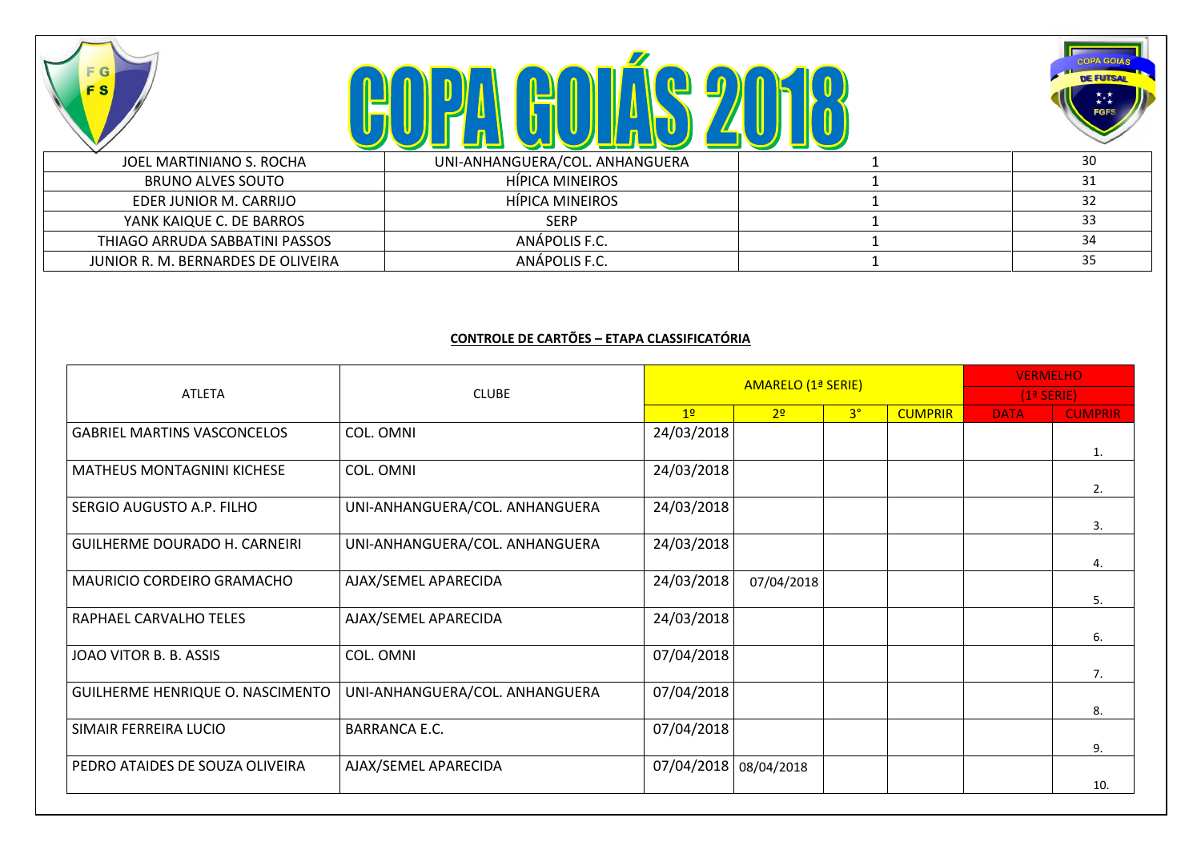# COPA GOIÁS 2018

| | | | |
|---|---|---|---|
| JOEL MARTINIANO S. ROCHA | UNI-ANHANGUERA/COL. ANHANGUERA | 1 | 30 |
| BRUNO ALVES SOUTO | HÍPICA MINEIROS | 1 | 31 |
| EDER JUNIOR M. CARRIJO | HÍPICA MINEIROS | 1 | 32 |
| YANK KAIQUE C. DE BARROS | SERP | 1 | 33 |
| THIAGO ARRUDA SABBATINI PASSOS | ANÁPOLIS F.C. | 1 | 34 |
| JUNIOR R. M. BERNARDES DE OLIVEIRA | ANÁPOLIS F.C. | 1 | 35 |

**CONTROLE DE CARTÕES – ETAPA CLASSIFICATÓRIA**

| ATLETA | CLUBE | AMARELO (1ª SERIE) | | | | VERMELHO (1ª SERIE) | |
|---|---|---|---|---|---|---|---|
| | | 1º | 2º | 3° | CUMPRIR | DATA | CUMPRIR |
| GABRIEL MARTINS VASCONCELOS | COL. OMNI | 24/03/2018 | | | | | 1. |
| MATHEUS MONTAGNINI KICHESE | COL. OMNI | 24/03/2018 | | | | | 2. |
| SERGIO AUGUSTO A.P. FILHO | UNI-ANHANGUERA/COL. ANHANGUERA | 24/03/2018 | | | | | 3. |
| GUILHERME DOURADO H. CARNEIRI | UNI-ANHANGUERA/COL. ANHANGUERA | 24/03/2018 | | | | | 4. |
| MAURICIO CORDEIRO GRAMACHO | AJAX/SEMEL APARECIDA | 24/03/2018 | 07/04/2018 | | | | 5. |
| RAPHAEL CARVALHO TELES | AJAX/SEMEL APARECIDA | 24/03/2018 | | | | | 6. |
| JOAO VITOR B. B. ASSIS | COL. OMNI | 07/04/2018 | | | | | 7. |
| GUILHERME HENRIQUE O. NASCIMENTO | UNI-ANHANGUERA/COL. ANHANGUERA | 07/04/2018 | | | | | 8. |
| SIMAIR FERREIRA LUCIO | BARRANCA E.C. | 07/04/2018 | | | | | 9. |
| PEDRO ATAIDES DE SOUZA OLIVEIRA | AJAX/SEMEL APARECIDA | 07/04/2018 | 08/04/2018 | | | | 10. |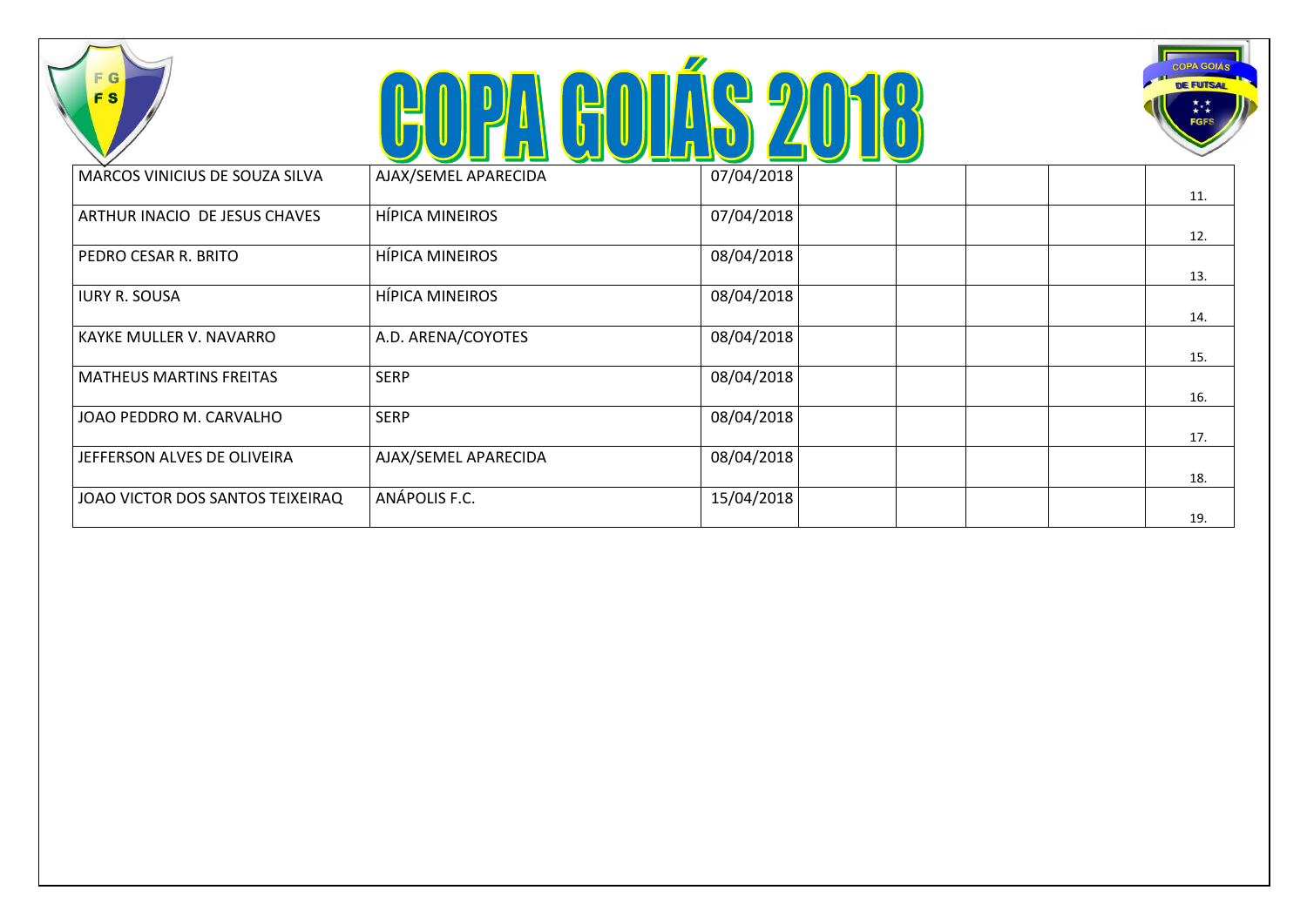# COPA GOIÁS 2018

| | | | | | | | |
|---|---|---|---|---|---|---|---|
| MARCOS VINICIUS DE SOUZA SILVA | AJAX/SEMEL APARECIDA | 07/04/2018 | | | | | 11. |
| ARTHUR INACIO DE JESUS CHAVES | HÍPICA MINEIROS | 07/04/2018 | | | | | 12. |
| PEDRO CESAR R. BRITO | HÍPICA MINEIROS | 08/04/2018 | | | | | 13. |
| IURY R. SOUSA | HÍPICA MINEIROS | 08/04/2018 | | | | | 14. |
| KAYKE MULLER V. NAVARRO | A.D. ARENA/COYOTES | 08/04/2018 | | | | | 15. |
| MATHEUS MARTINS FREITAS | SERP | 08/04/2018 | | | | | 16. |
| JOAO PEDDRO M. CARVALHO | SERP | 08/04/2018 | | | | | 17. |
| JEFFERSON ALVES DE OLIVEIRA | AJAX/SEMEL APARECIDA | 08/04/2018 | | | | | 18. |
| JOAO VICTOR DOS SANTOS TEIXEIRAQ | ANÁPOLIS F.C. | 15/04/2018 | | | | | 19. |